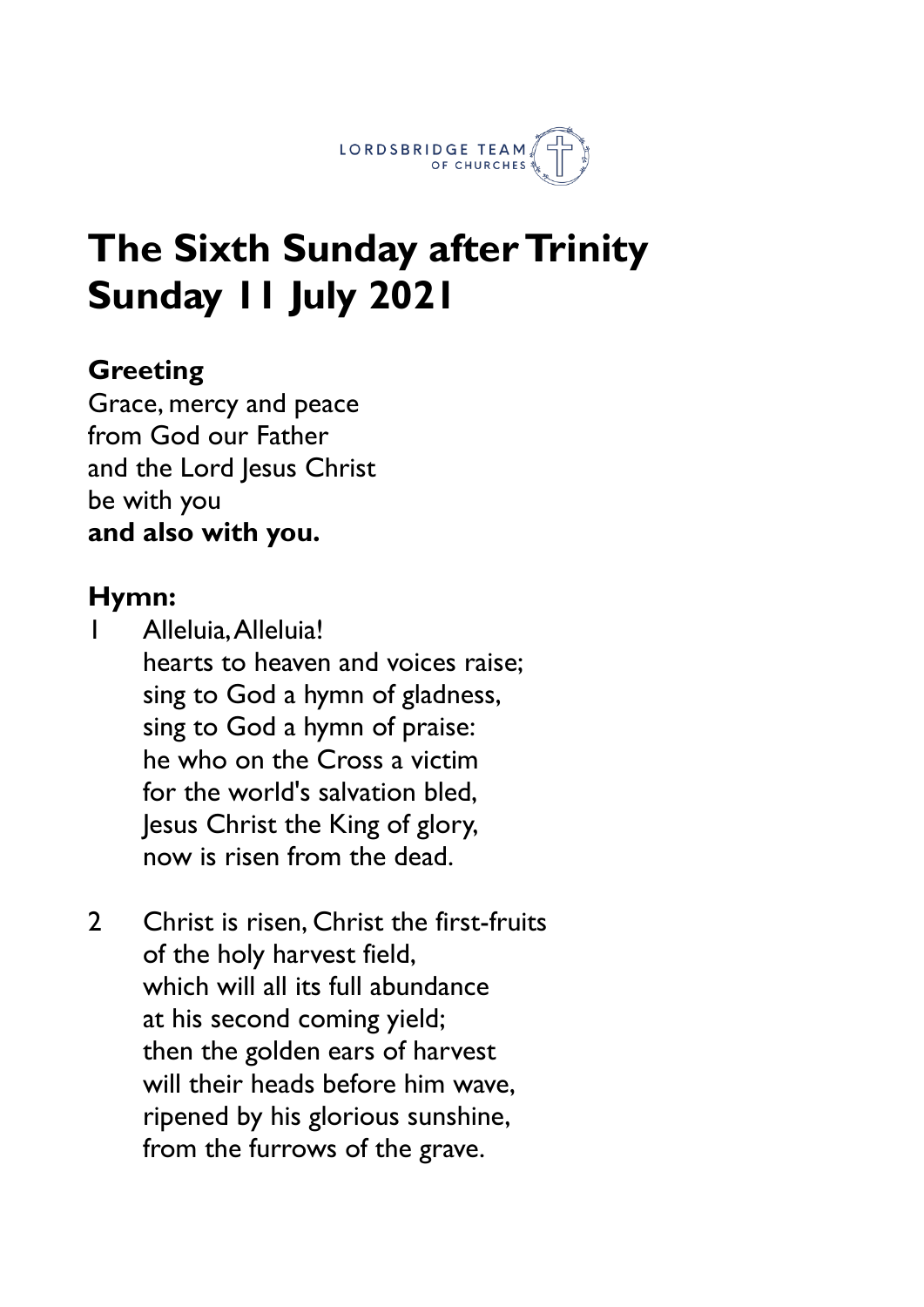LORDSBRIDGE TEAM OF CHURCHES

# The Sixth Sunday after Trinity Sunday 11 July 2021

**Greeting**

Grace, mercy and peace
from God our Father
and the Lord Jesus Christ
be with you
**and also with you.**

**Hymn:**

1 Alleluia, Alleluia!
hearts to heaven and voices raise;
sing to God a hymn of gladness,
sing to God a hymn of praise:
he who on the Cross a victim
for the world's salvation bled,
Jesus Christ the King of glory,
now is risen from the dead.

2 Christ is risen, Christ the first-fruits
of the holy harvest field,
which will all its full abundance
at his second coming yield;
then the golden ears of harvest
will their heads before him wave,
ripened by his glorious sunshine,
from the furrows of the grave.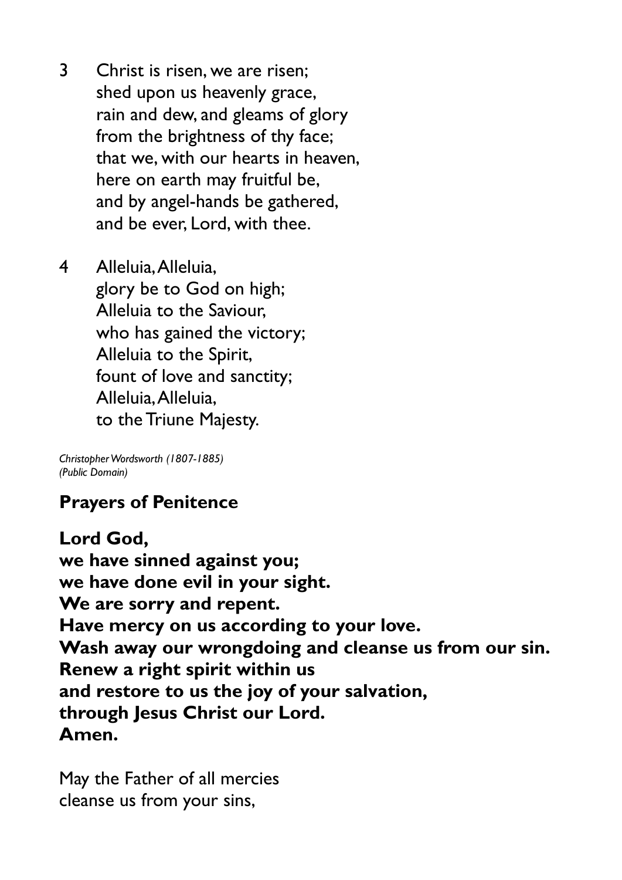3 Christ is risen, we are risen;
shed upon us heavenly grace,
rain and dew, and gleams of glory
from the brightness of thy face;
that we, with our hearts in heaven,
here on earth may fruitful be,
and by angel-hands be gathered,
and be ever, Lord, with thee.

4 Alleluia, Alleluia,
glory be to God on high;
Alleluia to the Saviour,
who has gained the victory;
Alleluia to the Spirit,
fount of love and sanctity;
Alleluia, Alleluia,
to the Triune Majesty.

*Christopher Wordsworth (1807-1885)*
*(Public Domain)*

## Prayers of Penitence

**Lord God,**
**we have sinned against you;**
**we have done evil in your sight.**
**We are sorry and repent.**
**Have mercy on us according to your love.**
**Wash away our wrongdoing and cleanse us from our sin.**
**Renew a right spirit within us**
**and restore to us the joy of your salvation,**
**through Jesus Christ our Lord.**
**Amen.**

May the Father of all mercies
cleanse us from your sins,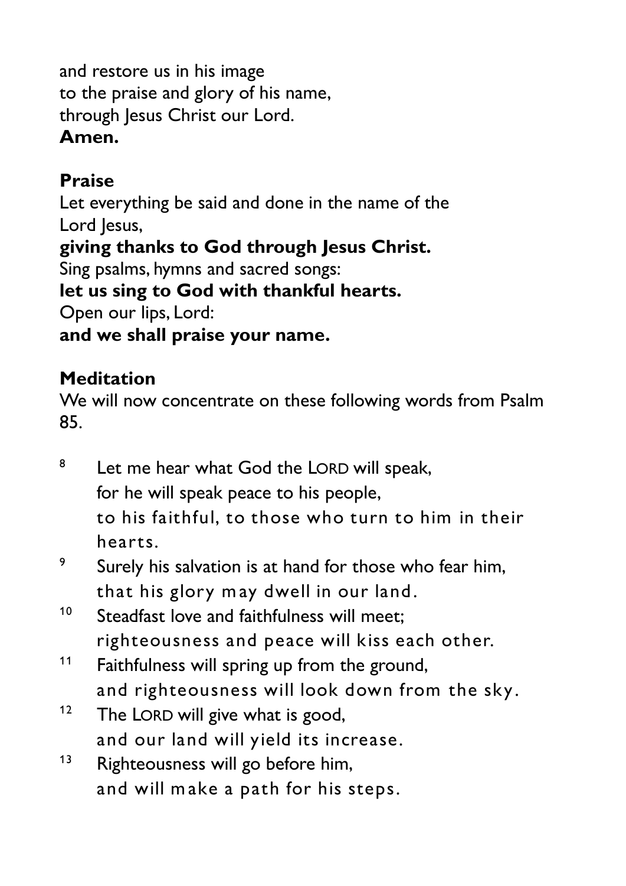and restore us in his image
to the praise and glory of his name,
through Jesus Christ our Lord.
**Amen.**

**Praise**

Let everything be said and done in the name of the Lord Jesus,
**giving thanks to God through Jesus Christ.**
Sing psalms, hymns and sacred songs:
**let us sing to God with thankful hearts.**
Open our lips, Lord:
**and we shall praise your name.**

**Meditation**

We will now concentrate on these following words from Psalm 85.

8 Let me hear what God the LORD will speak,
for he will speak peace to his people,
to his faithful, to those who turn to him in their hearts.

9 Surely his salvation is at hand for those who fear him,
that his glory may dwell in our land.

10 Steadfast love and faithfulness will meet;
righteousness and peace will kiss each other.

11 Faithfulness will spring up from the ground,
and righteousness will look down from the sky.

12 The LORD will give what is good,
and our land will yield its increase.

13 Righteousness will go before him,
and will make a path for his steps.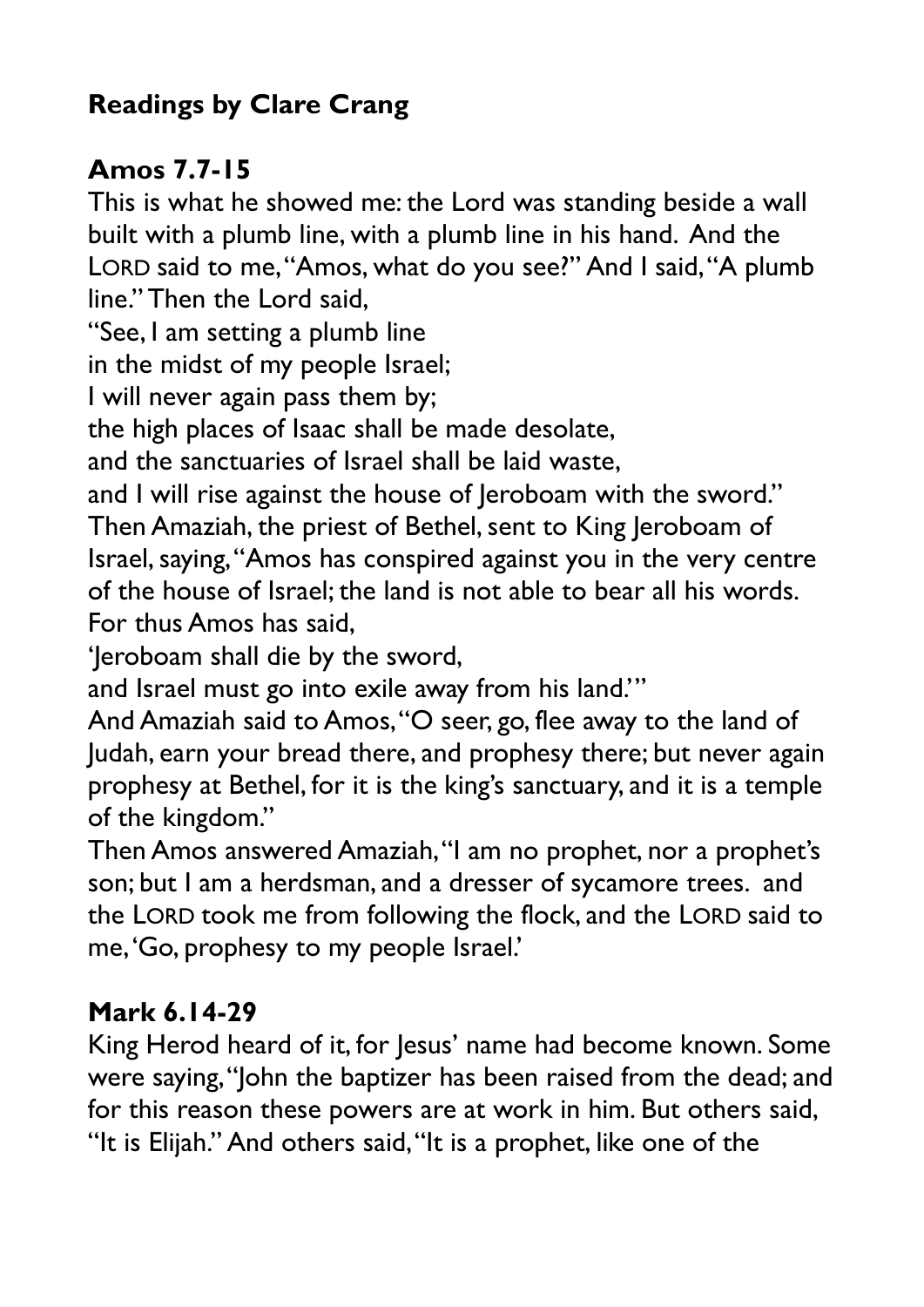**Readings by Clare Crang**

**Amos 7.7-15**

This is what he showed me: the Lord was standing beside a wall built with a plumb line, with a plumb line in his hand. And the LORD said to me, "Amos, what do you see?" And I said, "A plumb line." Then the Lord said,

"See, I am setting a plumb line
in the midst of my people Israel;
I will never again pass them by;
the high places of Isaac shall be made desolate,
and the sanctuaries of Israel shall be laid waste,
and I will rise against the house of Jeroboam with the sword."

Then Amaziah, the priest of Bethel, sent to King Jeroboam of Israel, saying, "Amos has conspired against you in the very centre of the house of Israel; the land is not able to bear all his words. For thus Amos has said,

'Jeroboam shall die by the sword,
and Israel must go into exile away from his land.'"

And Amaziah said to Amos, "O seer, go, flee away to the land of Judah, earn your bread there, and prophesy there; but never again prophesy at Bethel, for it is the king's sanctuary, and it is a temple of the kingdom."

Then Amos answered Amaziah, "I am no prophet, nor a prophet's son; but I am a herdsman, and a dresser of sycamore trees. and the LORD took me from following the flock, and the LORD said to me, 'Go, prophesy to my people Israel.'

**Mark 6.14-29**

King Herod heard of it, for Jesus' name had become known. Some were saying, "John the baptizer has been raised from the dead; and for this reason these powers are at work in him. But others said, "It is Elijah." And others said, "It is a prophet, like one of the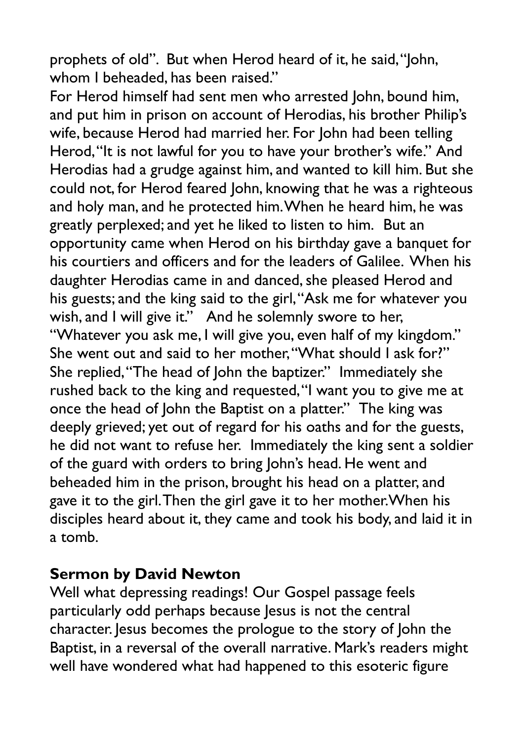prophets of old". But when Herod heard of it, he said, "John, whom I beheaded, has been raised."

For Herod himself had sent men who arrested John, bound him, and put him in prison on account of Herodias, his brother Philip's wife, because Herod had married her. For John had been telling Herod, "It is not lawful for you to have your brother's wife." And Herodias had a grudge against him, and wanted to kill him. But she could not, for Herod feared John, knowing that he was a righteous and holy man, and he protected him. When he heard him, he was greatly perplexed; and yet he liked to listen to him. But an opportunity came when Herod on his birthday gave a banquet for his courtiers and officers and for the leaders of Galilee. When his daughter Herodias came in and danced, she pleased Herod and his guests; and the king said to the girl, "Ask me for whatever you wish, and I will give it." And he solemnly swore to her, "Whatever you ask me, I will give you, even half of my kingdom." She went out and said to her mother, "What should I ask for?" She replied, "The head of John the baptizer." Immediately she rushed back to the king and requested, "I want you to give me at once the head of John the Baptist on a platter." The king was deeply grieved; yet out of regard for his oaths and for the guests, he did not want to refuse her. Immediately the king sent a soldier of the guard with orders to bring John's head. He went and beheaded him in the prison, brought his head on a platter, and gave it to the girl. Then the girl gave it to her mother. When his disciples heard about it, they came and took his body, and laid it in a tomb.

**Sermon by David Newton**

Well what depressing readings! Our Gospel passage feels particularly odd perhaps because Jesus is not the central character. Jesus becomes the prologue to the story of John the Baptist, in a reversal of the overall narrative. Mark's readers might well have wondered what had happened to this esoteric figure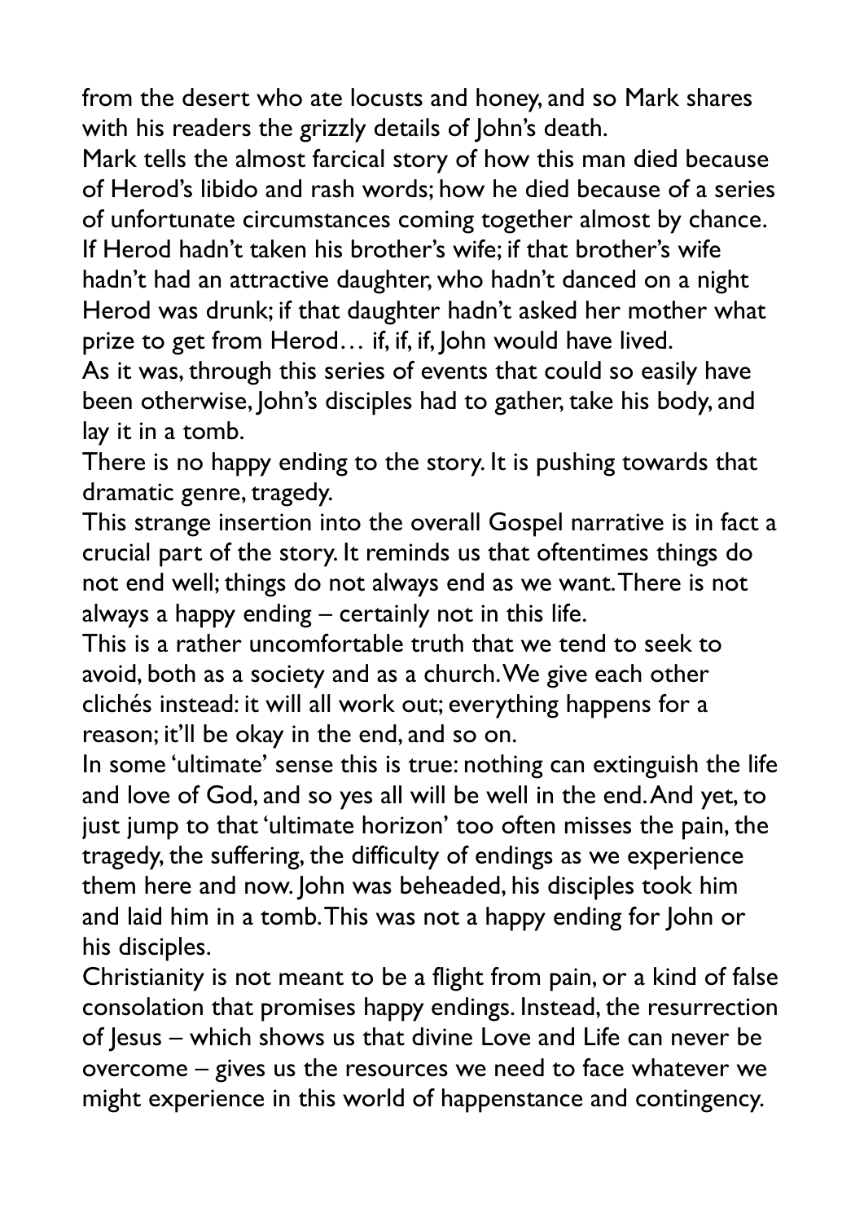from the desert who ate locusts and honey, and so Mark shares with his readers the grizzly details of John's death.

Mark tells the almost farcical story of how this man died because of Herod's libido and rash words; how he died because of a series of unfortunate circumstances coming together almost by chance.

If Herod hadn't taken his brother's wife; if that brother's wife hadn't had an attractive daughter, who hadn't danced on a night Herod was drunk; if that daughter hadn't asked her mother what prize to get from Herod… if, if, if, John would have lived.

As it was, through this series of events that could so easily have been otherwise, John's disciples had to gather, take his body, and lay it in a tomb.

There is no happy ending to the story. It is pushing towards that dramatic genre, tragedy.

This strange insertion into the overall Gospel narrative is in fact a crucial part of the story. It reminds us that oftentimes things do not end well; things do not always end as we want. There is not always a happy ending – certainly not in this life.

This is a rather uncomfortable truth that we tend to seek to avoid, both as a society and as a church. We give each other clichés instead: it will all work out; everything happens for a reason; it'll be okay in the end, and so on.

In some 'ultimate' sense this is true: nothing can extinguish the life and love of God, and so yes all will be well in the end. And yet, to just jump to that 'ultimate horizon' too often misses the pain, the tragedy, the suffering, the difficulty of endings as we experience them here and now. John was beheaded, his disciples took him and laid him in a tomb. This was not a happy ending for John or his disciples.

Christianity is not meant to be a flight from pain, or a kind of false consolation that promises happy endings. Instead, the resurrection of Jesus – which shows us that divine Love and Life can never be overcome – gives us the resources we need to face whatever we might experience in this world of happenstance and contingency.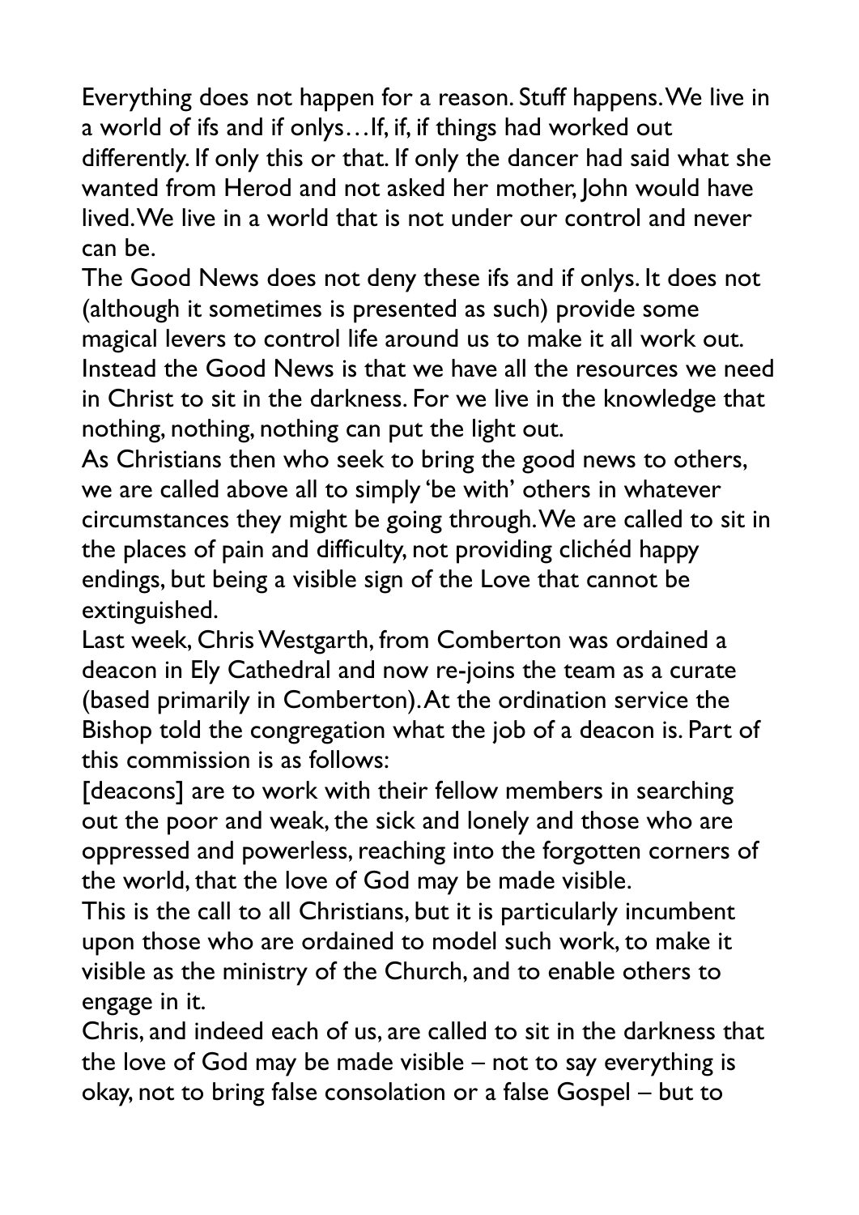Everything does not happen for a reason. Stuff happens. We live in a world of ifs and if onlys…If, if, if things had worked out differently. If only this or that. If only the dancer had said what she wanted from Herod and not asked her mother, John would have lived. We live in a world that is not under our control and never can be.

The Good News does not deny these ifs and if onlys. It does not (although it sometimes is presented as such) provide some magical levers to control life around us to make it all work out. Instead the Good News is that we have all the resources we need in Christ to sit in the darkness. For we live in the knowledge that nothing, nothing, nothing can put the light out.

As Christians then who seek to bring the good news to others, we are called above all to simply 'be with' others in whatever circumstances they might be going through. We are called to sit in the places of pain and difficulty, not providing clichéd happy endings, but being a visible sign of the Love that cannot be extinguished.

Last week, Chris Westgarth, from Comberton was ordained a deacon in Ely Cathedral and now re-joins the team as a curate (based primarily in Comberton). At the ordination service the Bishop told the congregation what the job of a deacon is. Part of this commission is as follows:

[deacons] are to work with their fellow members in searching out the poor and weak, the sick and lonely and those who are oppressed and powerless, reaching into the forgotten corners of the world, that the love of God may be made visible.

This is the call to all Christians, but it is particularly incumbent upon those who are ordained to model such work, to make it visible as the ministry of the Church, and to enable others to engage in it.

Chris, and indeed each of us, are called to sit in the darkness that the love of God may be made visible – not to say everything is okay, not to bring false consolation or a false Gospel – but to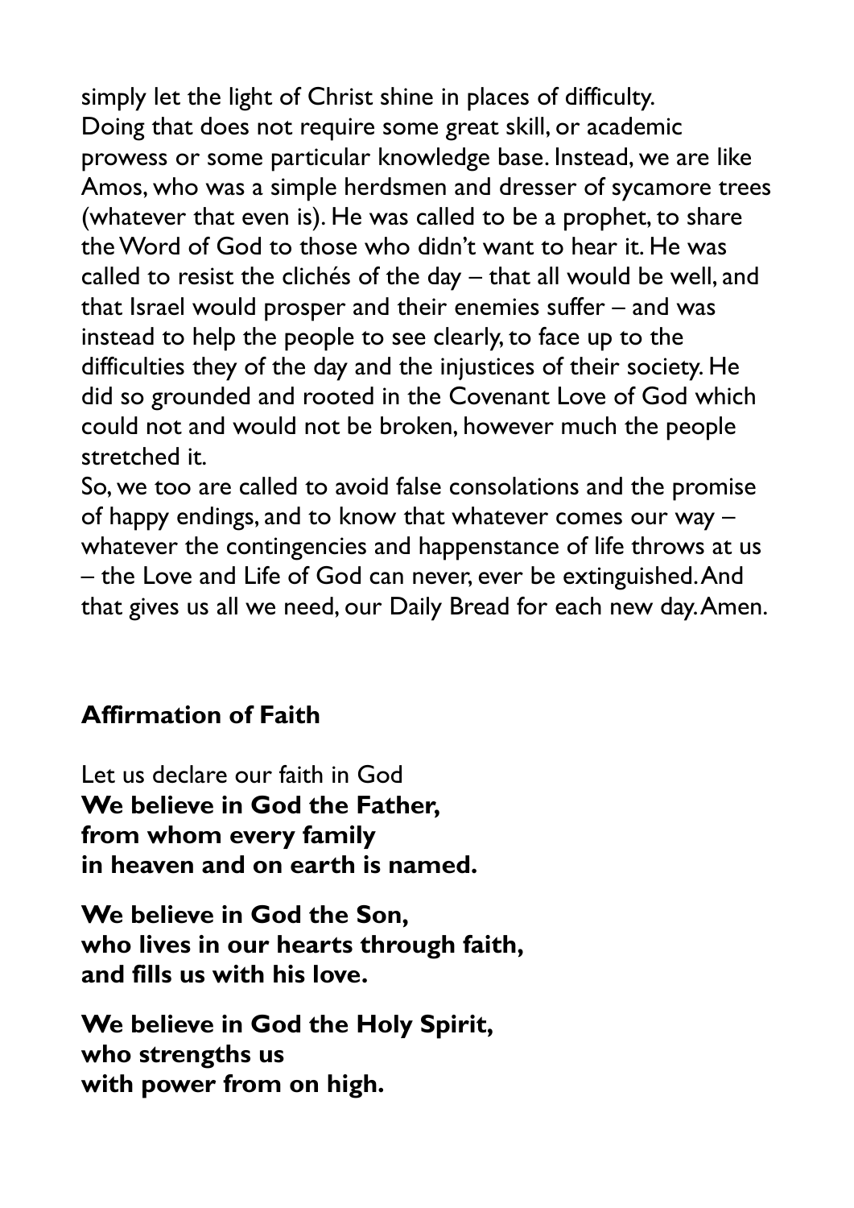simply let the light of Christ shine in places of difficulty. Doing that does not require some great skill, or academic prowess or some particular knowledge base. Instead, we are like Amos, who was a simple herdsmen and dresser of sycamore trees (whatever that even is). He was called to be a prophet, to share the Word of God to those who didn't want to hear it. He was called to resist the clichés of the day – that all would be well, and that Israel would prosper and their enemies suffer – and was instead to help the people to see clearly, to face up to the difficulties they of the day and the injustices of their society. He did so grounded and rooted in the Covenant Love of God which could not and would not be broken, however much the people stretched it.

So, we too are called to avoid false consolations and the promise of happy endings, and to know that whatever comes our way – whatever the contingencies and happenstance of life throws at us – the Love and Life of God can never, ever be extinguished. And that gives us all we need, our Daily Bread for each new day. Amen.

**Affirmation of Faith**

Let us declare our faith in God
**We believe in God the Father,**
**from whom every family**
**in heaven and on earth is named.**

**We believe in God the Son,**
**who lives in our hearts through faith,**
**and fills us with his love.**

**We believe in God the Holy Spirit,**
**who strengths us**
**with power from on high.**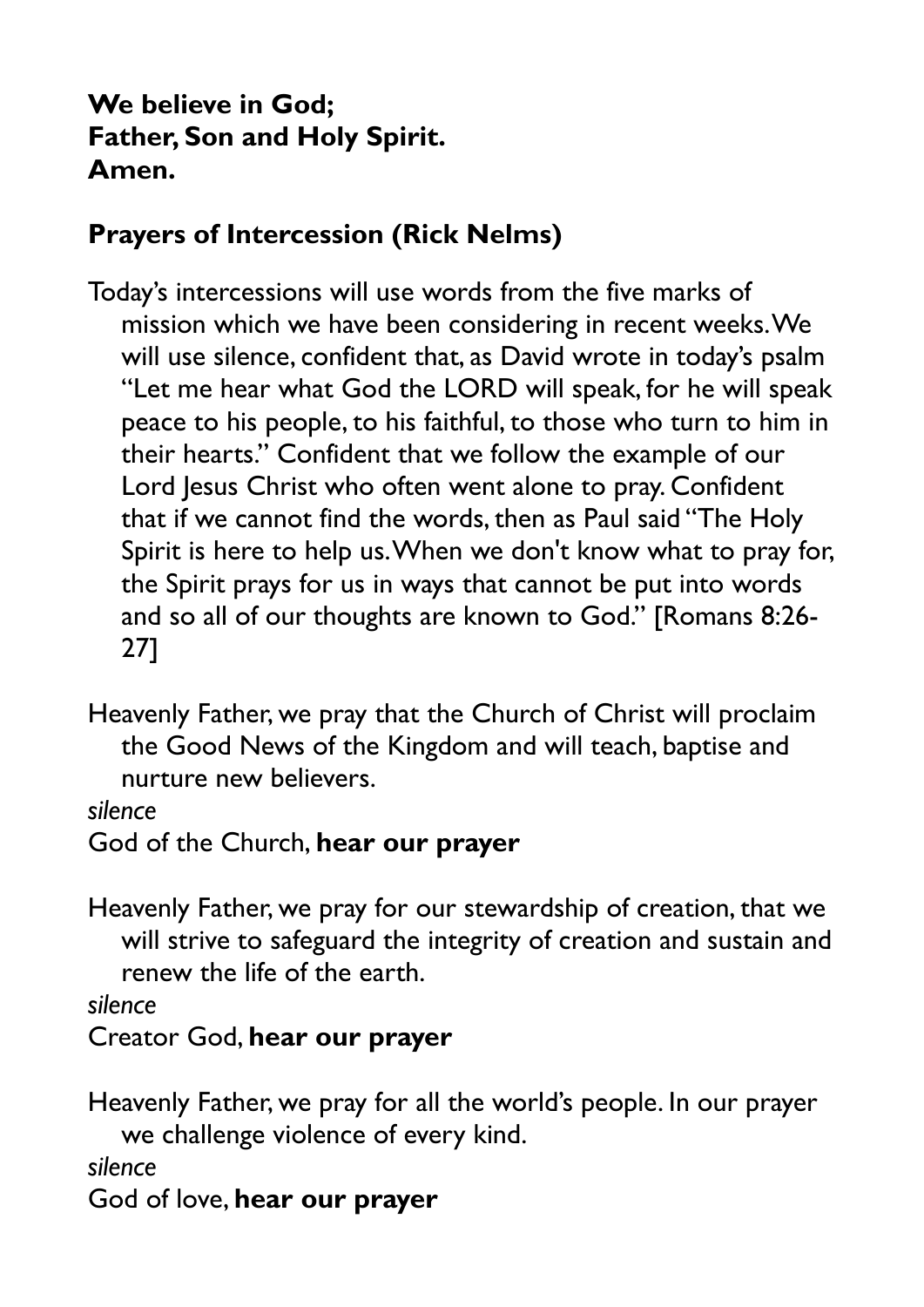**We believe in God;**
**Father, Son and Holy Spirit.**
**Amen.**

## Prayers of Intercession (Rick Nelms)

Today's intercessions will use words from the five marks of mission which we have been considering in recent weeks. We will use silence, confident that, as David wrote in today's psalm "Let me hear what God the LORD will speak, for he will speak peace to his people, to his faithful, to those who turn to him in their hearts." Confident that we follow the example of our Lord Jesus Christ who often went alone to pray. Confident that if we cannot find the words, then as Paul said "The Holy Spirit is here to help us. When we don't know what to pray for, the Spirit prays for us in ways that cannot be put into words and so all of our thoughts are known to God." [Romans 8:26-27]

Heavenly Father, we pray that the Church of Christ will proclaim the Good News of the Kingdom and will teach, baptise and nurture new believers.

*silence*

God of the Church, **hear our prayer**

Heavenly Father, we pray for our stewardship of creation, that we will strive to safeguard the integrity of creation and sustain and renew the life of the earth.

*silence*

Creator God, **hear our prayer**

Heavenly Father, we pray for all the world's people. In our prayer we challenge violence of every kind.

*silence*

God of love, **hear our prayer**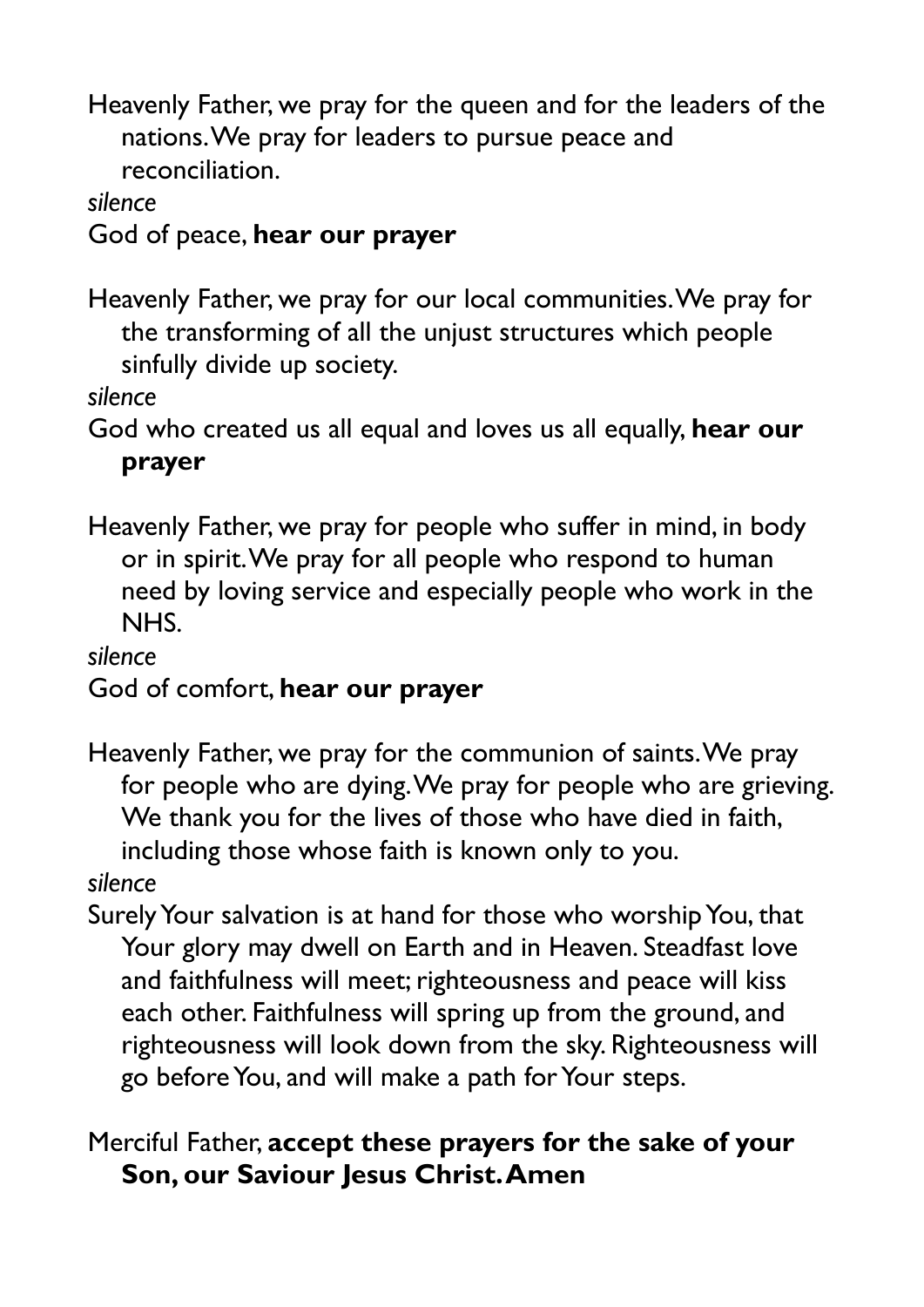Heavenly Father, we pray for the queen and for the leaders of the nations. We pray for leaders to pursue peace and reconciliation.

*silence*

God of peace, **hear our prayer**

Heavenly Father, we pray for our local communities. We pray for the transforming of all the unjust structures which people sinfully divide up society.

*silence*

God who created us all equal and loves us all equally, **hear our prayer**

Heavenly Father, we pray for people who suffer in mind, in body or in spirit. We pray for all people who respond to human need by loving service and especially people who work in the NHS.

*silence*

God of comfort, **hear our prayer**

Heavenly Father, we pray for the communion of saints. We pray for people who are dying. We pray for people who are grieving. We thank you for the lives of those who have died in faith, including those whose faith is known only to you.

*silence*

Surely Your salvation is at hand for those who worship You, that Your glory may dwell on Earth and in Heaven. Steadfast love and faithfulness will meet; righteousness and peace will kiss each other. Faithfulness will spring up from the ground, and righteousness will look down from the sky. Righteousness will go before You, and will make a path for Your steps.

Merciful Father, **accept these prayers for the sake of your Son, our Saviour Jesus Christ. Amen**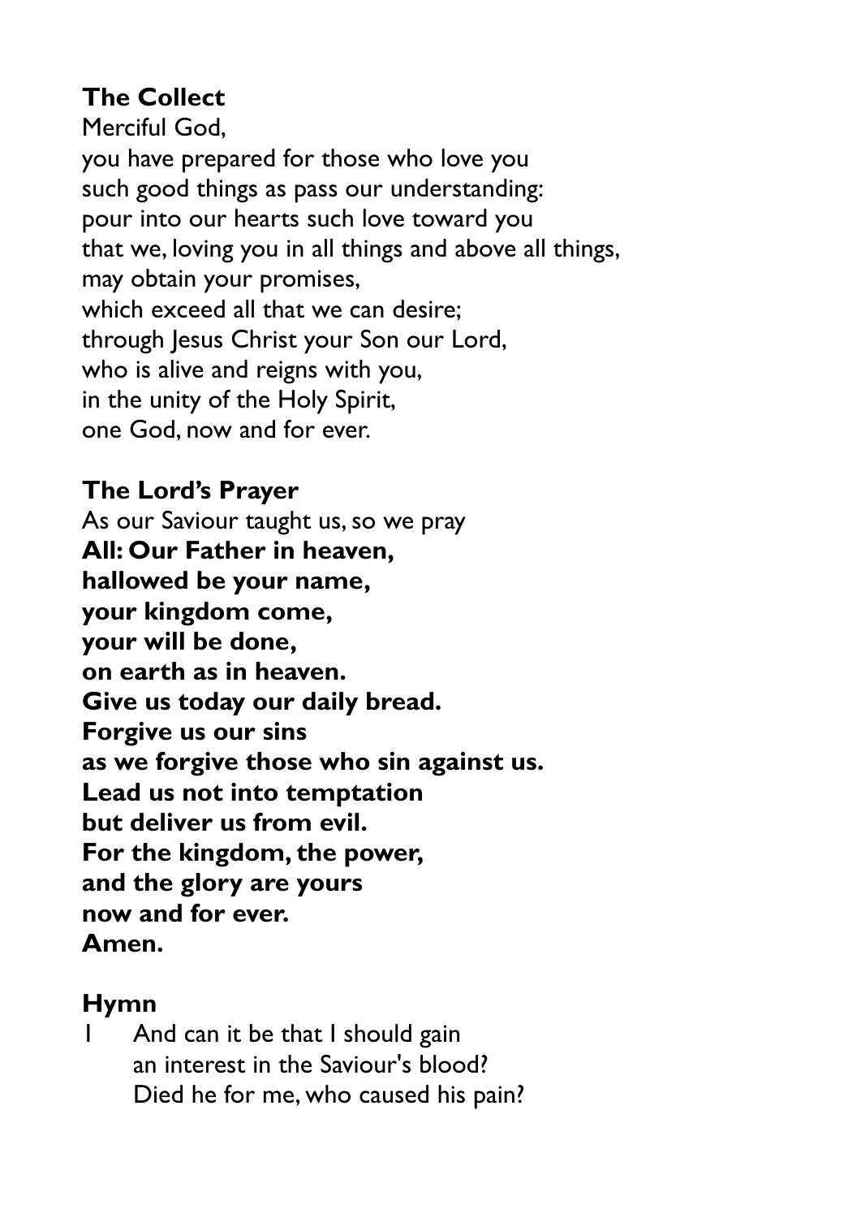**The Collect**

Merciful God,
you have prepared for those who love you
such good things as pass our understanding:
pour into our hearts such love toward you
that we, loving you in all things and above all things,
may obtain your promises,
which exceed all that we can desire;
through Jesus Christ your Son our Lord,
who is alive and reigns with you,
in the unity of the Holy Spirit,
one God, now and for ever.

**The Lord's Prayer**

As our Saviour taught us, so we pray
**All: Our Father in heaven,
hallowed be your name,
your kingdom come,
your will be done,
on earth as in heaven.
Give us today our daily bread.
Forgive us our sins
as we forgive those who sin against us.
Lead us not into temptation
but deliver us from evil.
For the kingdom, the power,
and the glory are yours
now and for ever.
Amen.**

**Hymn**

1 And can it be that I should gain
an interest in the Saviour's blood?
Died he for me, who caused his pain?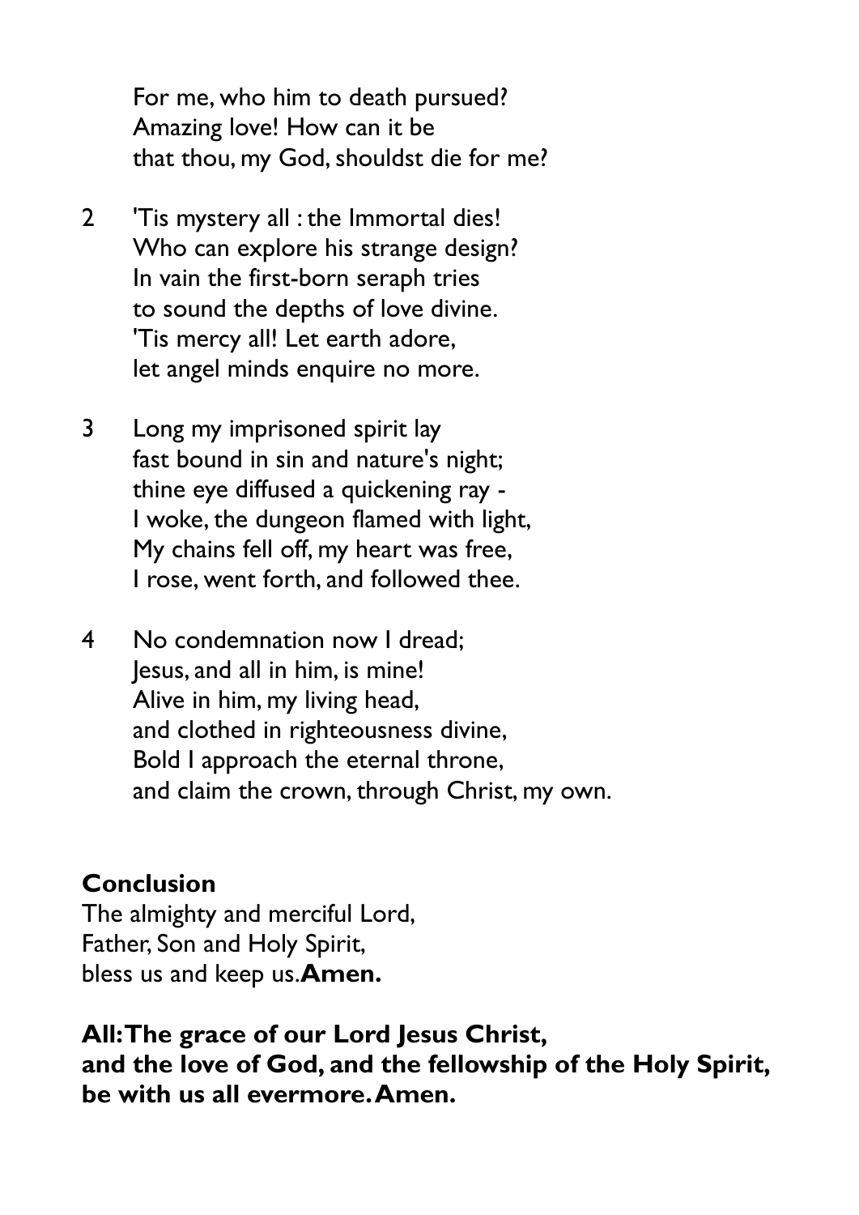For me, who him to death pursued?
Amazing love! How can it be
that thou, my God, shouldst die for me?

2 'Tis mystery all : the Immortal dies!
Who can explore his strange design?
In vain the first-born seraph tries
to sound the depths of love divine.
'Tis mercy all! Let earth adore,
let angel minds enquire no more.

3 Long my imprisoned spirit lay
fast bound in sin and nature's night;
thine eye diffused a quickening ray -
I woke, the dungeon flamed with light,
My chains fell off, my heart was free,
I rose, went forth, and followed thee.

4 No condemnation now I dread;
Jesus, and all in him, is mine!
Alive in him, my living head,
and clothed in righteousness divine,
Bold I approach the eternal throne,
and claim the crown, through Christ, my own.

**Conclusion**

The almighty and merciful Lord,
Father, Son and Holy Spirit,
bless us and keep us.**Amen.**

**All: The grace of our Lord Jesus Christ,
and the love of God, and the fellowship of the Holy Spirit,
be with us all evermore. Amen.**